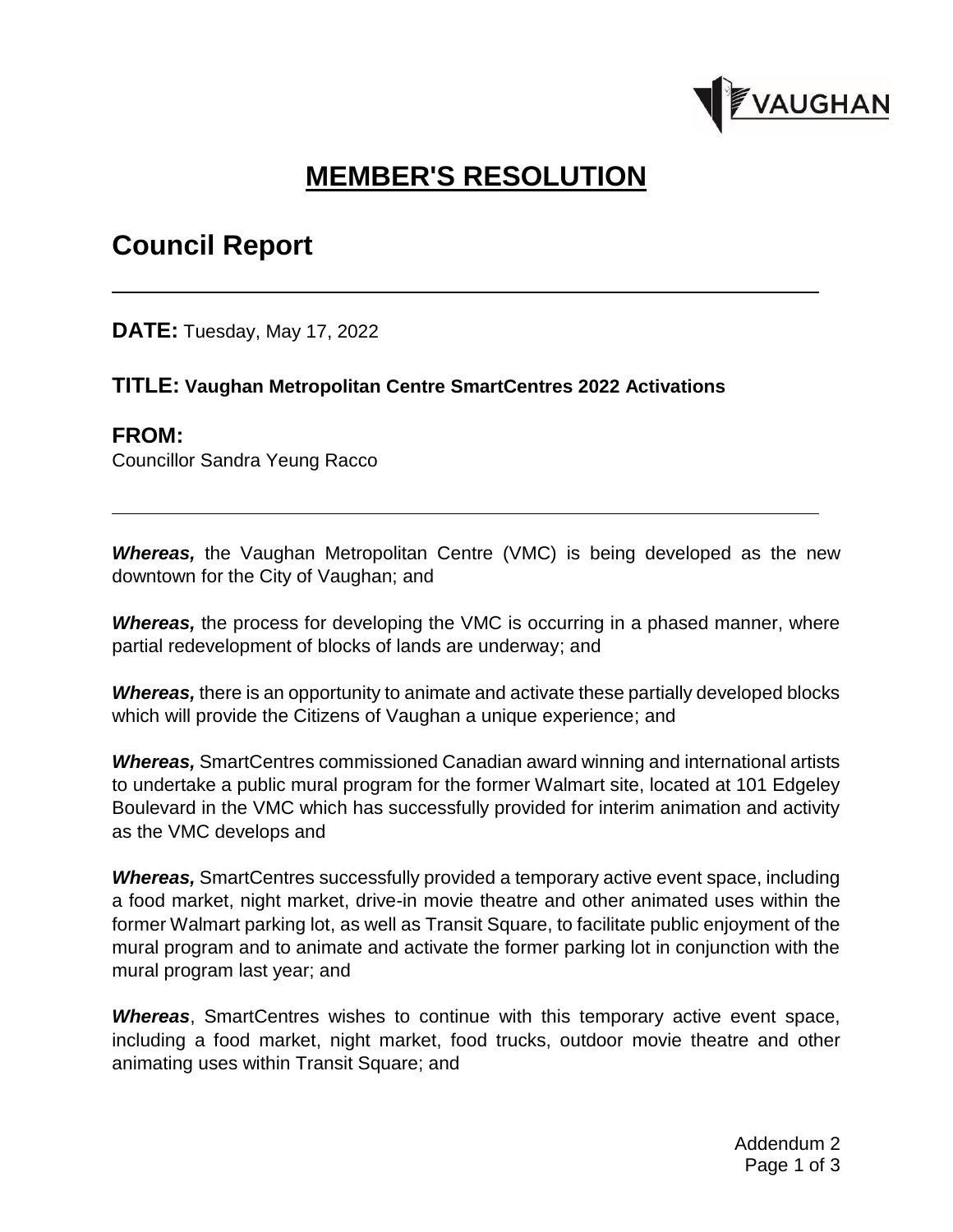# MEMBER'S RESOLUTION

## Council Report

**DATE:** Tuesday, May 17, 2022

**TITLE: Vaughan Metropolitan Centre SmartCentres 2022 Activations**

**FROM:**
Councillor Sandra Yeung Racco

***Whereas,*** the Vaughan Metropolitan Centre (VMC) is being developed as the new downtown for the City of Vaughan; and

***Whereas,*** the process for developing the VMC is occurring in a phased manner, where partial redevelopment of blocks of lands are underway; and

***Whereas,*** there is an opportunity to animate and activate these partially developed blocks which will provide the Citizens of Vaughan a unique experience; and

***Whereas,*** SmartCentres commissioned Canadian award winning and international artists to undertake a public mural program for the former Walmart site, located at 101 Edgeley Boulevard in the VMC which has successfully provided for interim animation and activity as the VMC develops and

***Whereas,*** SmartCentres successfully provided a temporary active event space, including a food market, night market, drive-in movie theatre and other animated uses within the former Walmart parking lot, as well as Transit Square, to facilitate public enjoyment of the mural program and to animate and activate the former parking lot in conjunction with the mural program last year; and

***Whereas***, SmartCentres wishes to continue with this temporary active event space, including a food market, night market, food trucks, outdoor movie theatre and other animating uses within Transit Square; and

Addendum 2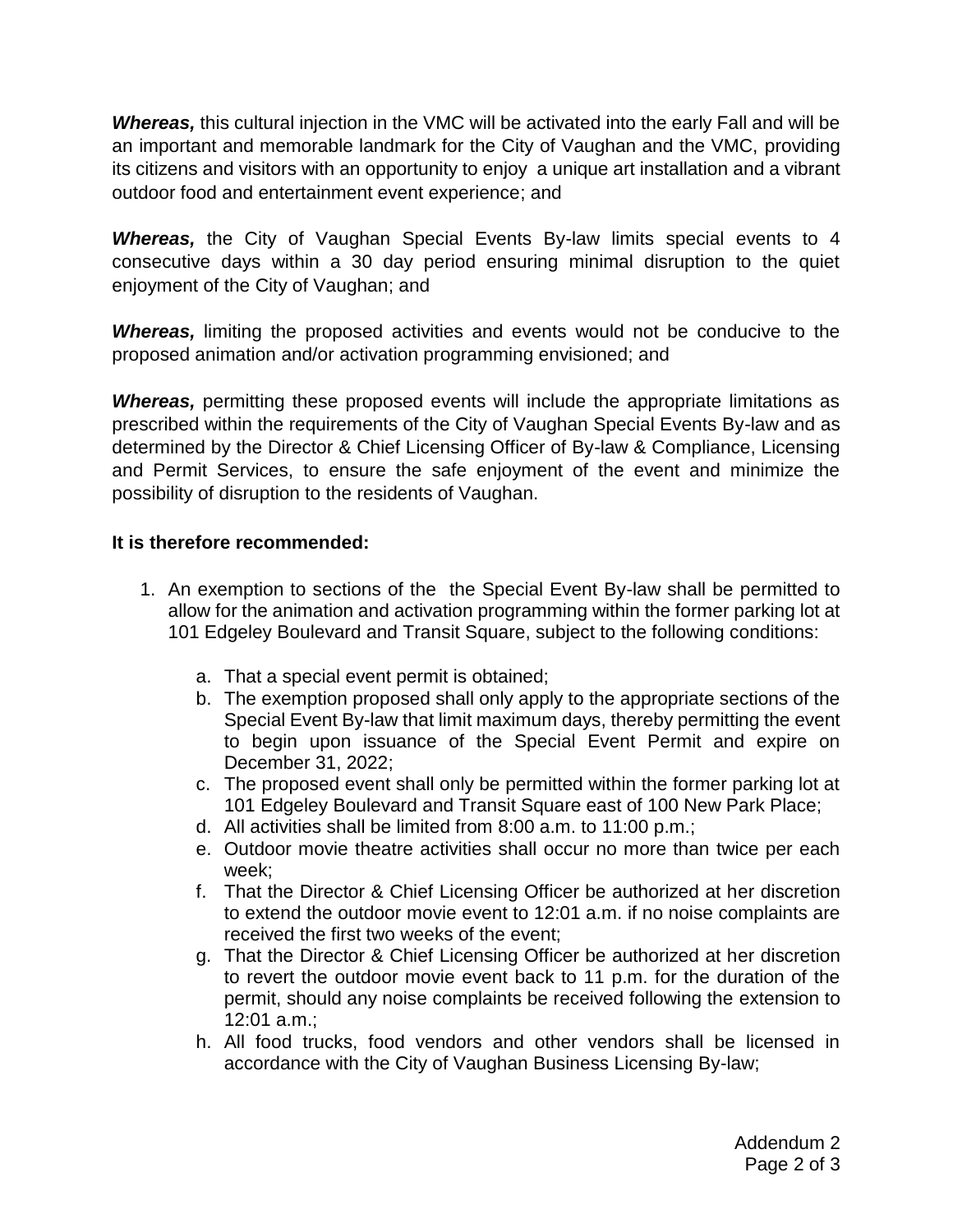***Whereas,*** this cultural injection in the VMC will be activated into the early Fall and will be an important and memorable landmark for the City of Vaughan and the VMC, providing its citizens and visitors with an opportunity to enjoy a unique art installation and a vibrant outdoor food and entertainment event experience; and

***Whereas,*** the City of Vaughan Special Events By-law limits special events to 4 consecutive days within a 30 day period ensuring minimal disruption to the quiet enjoyment of the City of Vaughan; and

***Whereas,*** limiting the proposed activities and events would not be conducive to the proposed animation and/or activation programming envisioned; and

***Whereas,*** permitting these proposed events will include the appropriate limitations as prescribed within the requirements of the City of Vaughan Special Events By-law and as determined by the Director & Chief Licensing Officer of By-law & Compliance, Licensing and Permit Services, to ensure the safe enjoyment of the event and minimize the possibility of disruption to the residents of Vaughan.

**It is therefore recommended:**

1. An exemption to sections of the the Special Event By-law shall be permitted to allow for the animation and activation programming within the former parking lot at 101 Edgeley Boulevard and Transit Square, subject to the following conditions:
   a. That a special event permit is obtained;
   b. The exemption proposed shall only apply to the appropriate sections of the Special Event By-law that limit maximum days, thereby permitting the event to begin upon issuance of the Special Event Permit and expire on December 31, 2022;
   c. The proposed event shall only be permitted within the former parking lot at 101 Edgeley Boulevard and Transit Square east of 100 New Park Place;
   d. All activities shall be limited from 8:00 a.m. to 11:00 p.m.;
   e. Outdoor movie theatre activities shall occur no more than twice per each week;
   f. That the Director & Chief Licensing Officer be authorized at her discretion to extend the outdoor movie event to 12:01 a.m. if no noise complaints are received the first two weeks of the event;
   g. That the Director & Chief Licensing Officer be authorized at her discretion to revert the outdoor movie event back to 11 p.m. for the duration of the permit, should any noise complaints be received following the extension to 12:01 a.m.;
   h. All food trucks, food vendors and other vendors shall be licensed in accordance with the City of Vaughan Business Licensing By-law;

Addendum 2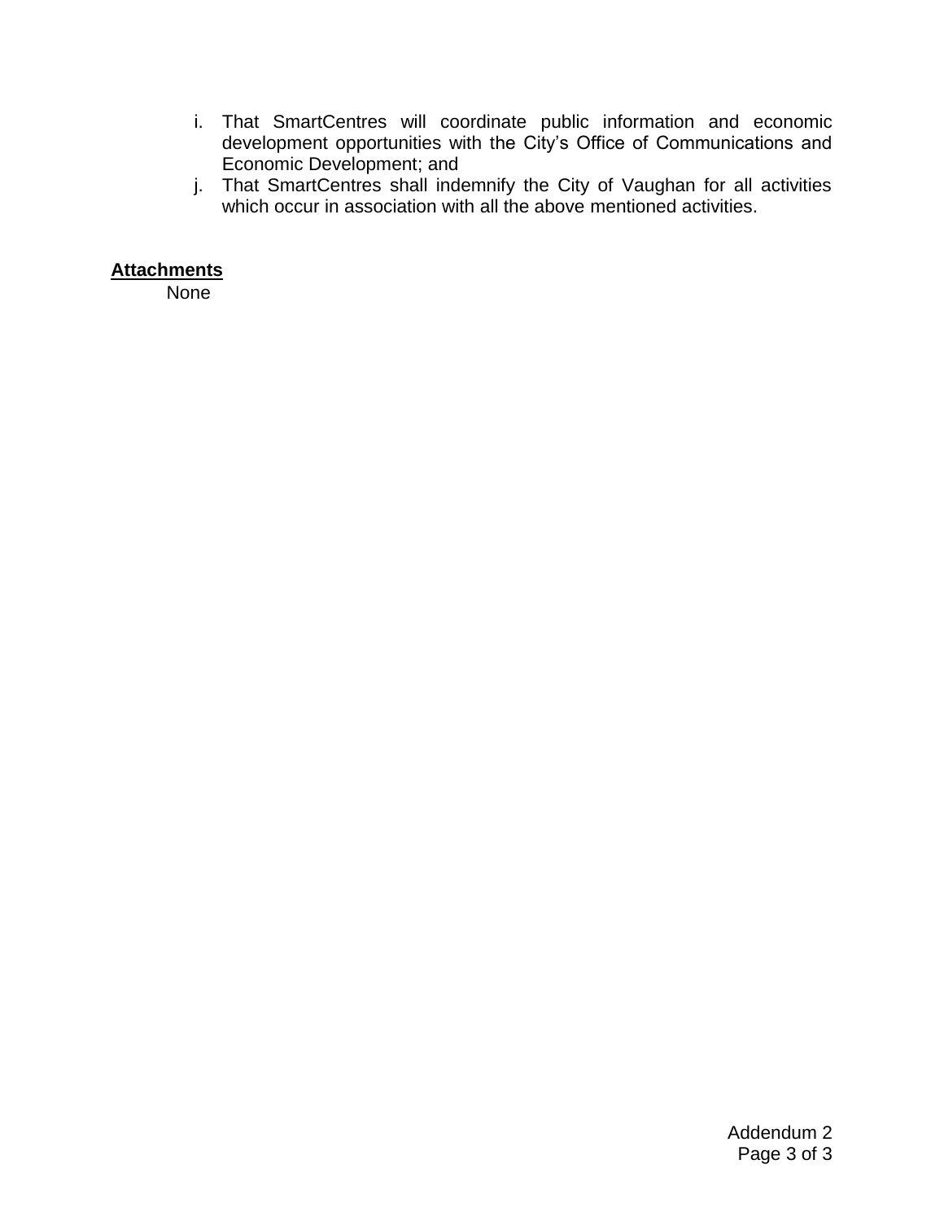i. That SmartCentres will coordinate public information and economic development opportunities with the City's Office of Communications and Economic Development; and

j. That SmartCentres shall indemnify the City of Vaughan for all activities which occur in association with all the above mentioned activities.

**Attachments**

None